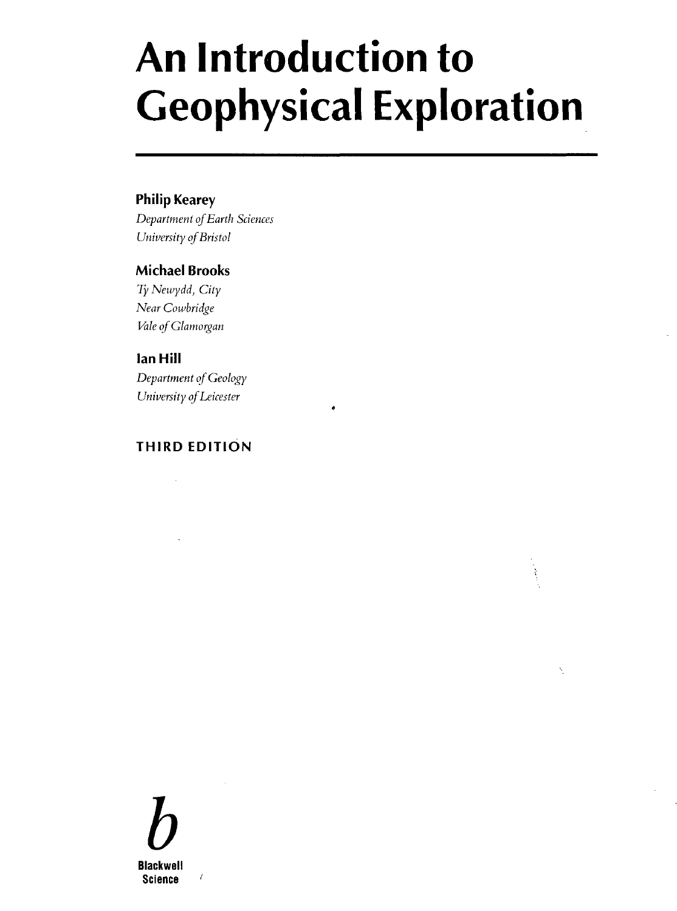# An Introduction to Geophysical Exploration

**Philip Kearey**
*Department of Earth Sciences*
*University of Bristol*

**Michael Brooks**
*Ty Newydd, City*
*Near Cowbridge*
*Vale of Glamorgan*

**Ian Hill**
*Department of Geology*
*University of Leicester*

**THIRD EDITION**

**Blackwell Science**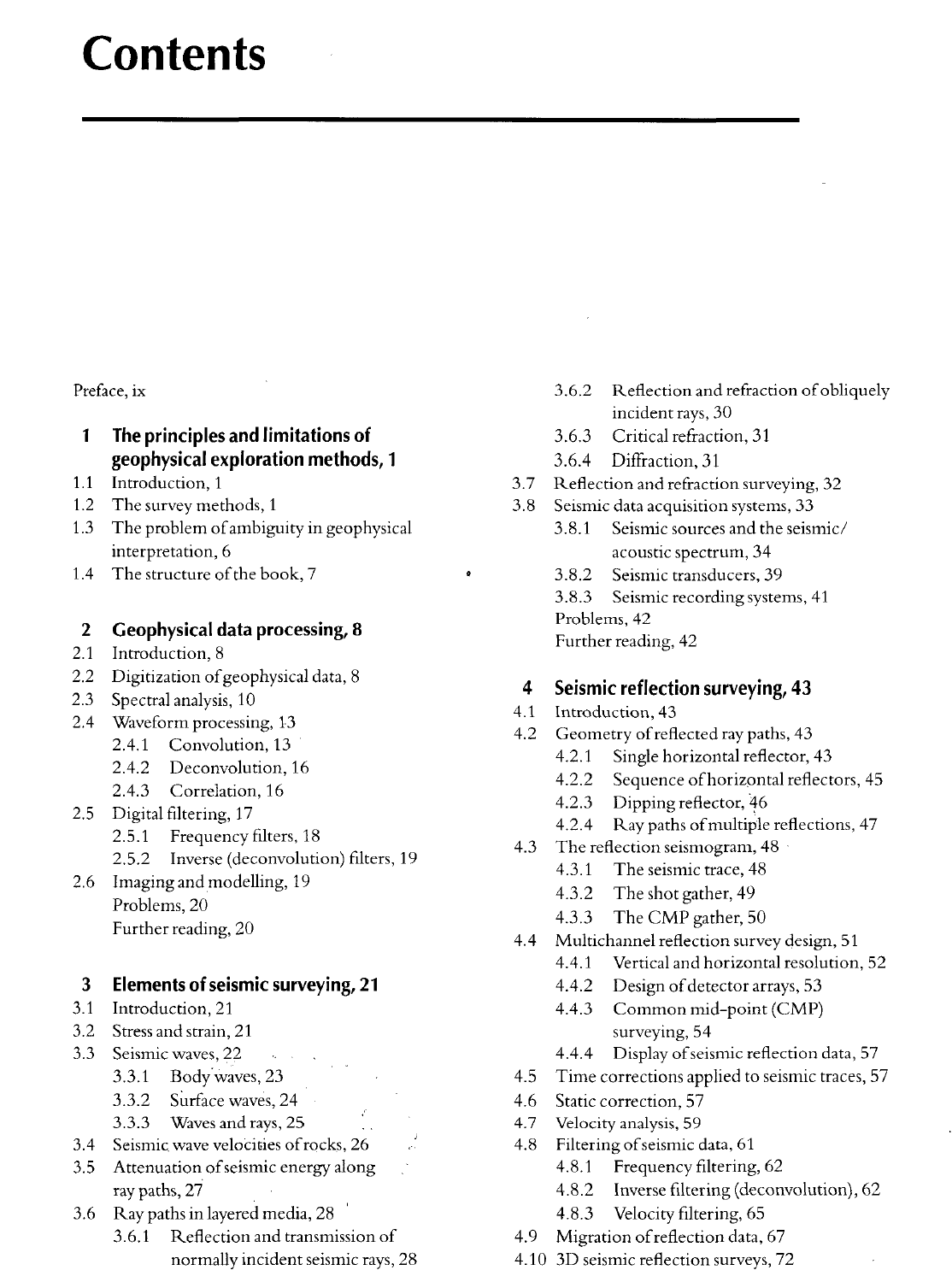# Contents

Preface, ix

## 1 The principles and limitations of geophysical exploration methods, 1

1.1 Introduction, 1
1.2 The survey methods, 1
1.3 The problem of ambiguity in geophysical interpretation, 6
1.4 The structure of the book, 7

## 2 Geophysical data processing, 8

2.1 Introduction, 8
2.2 Digitization of geophysical data, 8
2.3 Spectral analysis, 10
2.4 Waveform processing, 13
  2.4.1 Convolution, 13
  2.4.2 Deconvolution, 16
  2.4.3 Correlation, 16
2.5 Digital filtering, 17
  2.5.1 Frequency filters, 18
  2.5.2 Inverse (deconvolution) filters, 19
2.6 Imaging and modelling, 19
Problems, 20
Further reading, 20

## 3 Elements of seismic surveying, 21

3.1 Introduction, 21
3.2 Stress and strain, 21
3.3 Seismic waves, 22
  3.3.1 Body waves, 23
  3.3.2 Surface waves, 24
  3.3.3 Waves and rays, 25
3.4 Seismic wave velocities of rocks, 26
3.5 Attenuation of seismic energy along ray paths, 27
3.6 Ray paths in layered media, 28
  3.6.1 Reflection and transmission of normally incident seismic rays, 28
  3.6.2 Reflection and refraction of obliquely incident rays, 30
  3.6.3 Critical refraction, 31
  3.6.4 Diffraction, 31
3.7 Reflection and refraction surveying, 32
3.8 Seismic data acquisition systems, 33
  3.8.1 Seismic sources and the seismic/acoustic spectrum, 34
  3.8.2 Seismic transducers, 39
  3.8.3 Seismic recording systems, 41
Problems, 42
Further reading, 42

## 4 Seismic reflection surveying, 43

4.1 Introduction, 43
4.2 Geometry of reflected ray paths, 43
  4.2.1 Single horizontal reflector, 43
  4.2.2 Sequence of horizontal reflectors, 45
  4.2.3 Dipping reflector, 46
  4.2.4 Ray paths of multiple reflections, 47
4.3 The reflection seismogram, 48
  4.3.1 The seismic trace, 48
  4.3.2 The shot gather, 49
  4.3.3 The CMP gather, 50
4.4 Multichannel reflection survey design, 51
  4.4.1 Vertical and horizontal resolution, 52
  4.4.2 Design of detector arrays, 53
  4.4.3 Common mid-point (CMP) surveying, 54
  4.4.4 Display of seismic reflection data, 57
4.5 Time corrections applied to seismic traces, 57
4.6 Static correction, 57
4.7 Velocity analysis, 59
4.8 Filtering of seismic data, 61
  4.8.1 Frequency filtering, 62
  4.8.2 Inverse filtering (deconvolution), 62
  4.8.3 Velocity filtering, 65
4.9 Migration of reflection data, 67
4.10 3D seismic reflection surveys, 72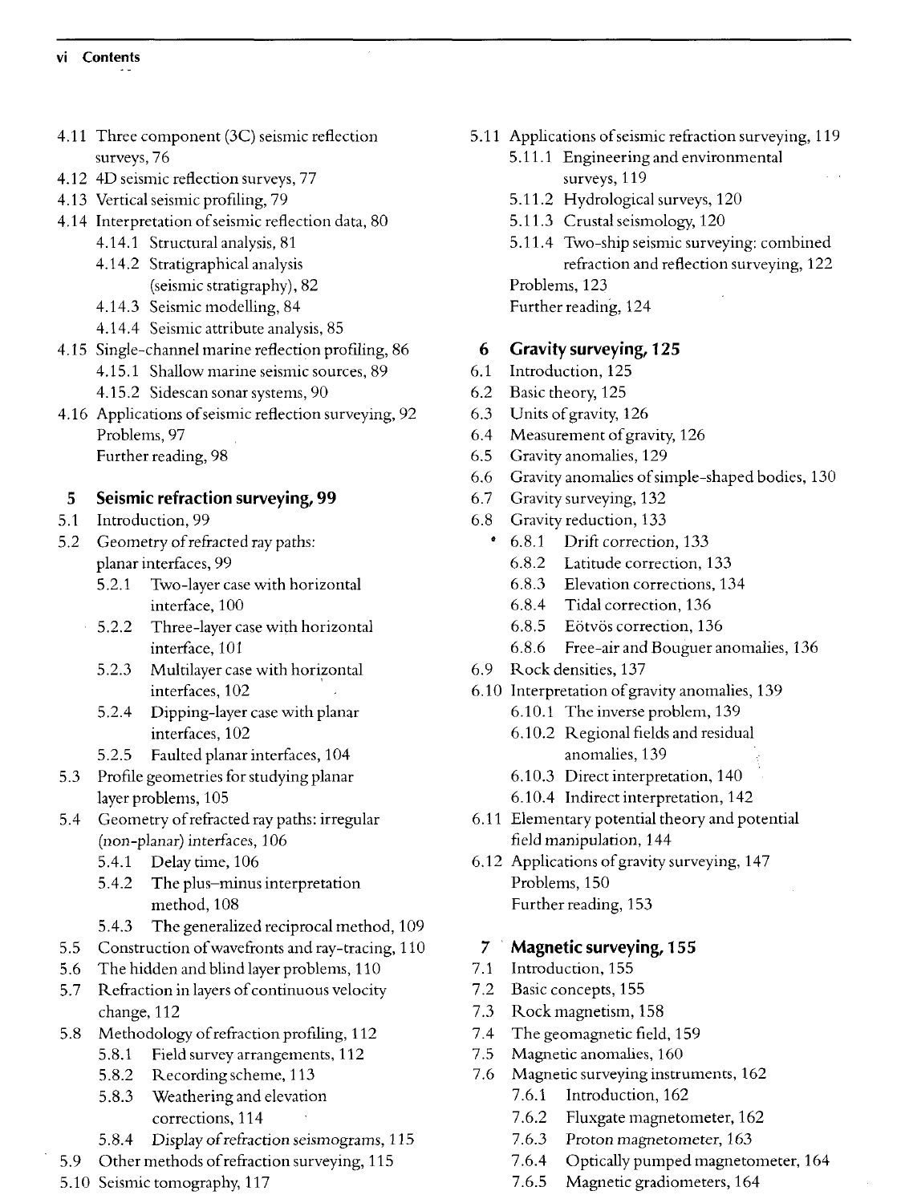- 4.11 Three component (3C) seismic reflection surveys, 76
- 4.12 4D seismic reflection surveys, 77
- 4.13 Vertical seismic profiling, 79
- 4.14 Interpretation of seismic reflection data, 80
  - 4.14.1 Structural analysis, 81
  - 4.14.2 Stratigraphical analysis (seismic stratigraphy), 82
  - 4.14.3 Seismic modelling, 84
  - 4.14.4 Seismic attribute analysis, 85
- 4.15 Single-channel marine reflection profiling, 86
  - 4.15.1 Shallow marine seismic sources, 89
  - 4.15.2 Sidescan sonar systems, 90
- 4.16 Applications of seismic reflection surveying, 92
- Problems, 97
- Further reading, 98

## 5 Seismic refraction surveying, 99

- 5.1 Introduction, 99
- 5.2 Geometry of refracted ray paths: planar interfaces, 99
  - 5.2.1 Two-layer case with horizontal interface, 100
  - 5.2.2 Three-layer case with horizontal interface, 101
  - 5.2.3 Multilayer case with horizontal interfaces, 102
  - 5.2.4 Dipping-layer case with planar interfaces, 102
  - 5.2.5 Faulted planar interfaces, 104
- 5.3 Profile geometries for studying planar layer problems, 105
- 5.4 Geometry of refracted ray paths: irregular (non-planar) interfaces, 106
  - 5.4.1 Delay time, 106
  - 5.4.2 The plus–minus interpretation method, 108
  - 5.4.3 The generalized reciprocal method, 109
- 5.5 Construction of wavefronts and ray-tracing, 110
- 5.6 The hidden and blind layer problems, 110
- 5.7 Refraction in layers of continuous velocity change, 112
- 5.8 Methodology of refraction profiling, 112
  - 5.8.1 Field survey arrangements, 112
  - 5.8.2 Recording scheme, 113
  - 5.8.3 Weathering and elevation corrections, 114
  - 5.8.4 Display of refraction seismograms, 115
- 5.9 Other methods of refraction surveying, 115
- 5.10 Seismic tomography, 117
- 5.11 Applications of seismic refraction surveying, 119
  - 5.11.1 Engineering and environmental surveys, 119
  - 5.11.2 Hydrological surveys, 120
  - 5.11.3 Crustal seismology, 120
  - 5.11.4 Two-ship seismic surveying: combined refraction and reflection surveying, 122
- Problems, 123
- Further reading, 124

## 6 Gravity surveying, 125

- 6.1 Introduction, 125
- 6.2 Basic theory, 125
- 6.3 Units of gravity, 126
- 6.4 Measurement of gravity, 126
- 6.5 Gravity anomalies, 129
- 6.6 Gravity anomalies of simple-shaped bodies, 130
- 6.7 Gravity surveying, 132
- 6.8 Gravity reduction, 133
  - 6.8.1 Drift correction, 133
  - 6.8.2 Latitude correction, 133
  - 6.8.3 Elevation corrections, 134
  - 6.8.4 Tidal correction, 136
  - 6.8.5 Eötvös correction, 136
  - 6.8.6 Free-air and Bouguer anomalies, 136
- 6.9 Rock densities, 137
- 6.10 Interpretation of gravity anomalies, 139
  - 6.10.1 The inverse problem, 139
  - 6.10.2 Regional fields and residual anomalies, 139
  - 6.10.3 Direct interpretation, 140
  - 6.10.4 Indirect interpretation, 142
- 6.11 Elementary potential theory and potential field manipulation, 144
- 6.12 Applications of gravity surveying, 147
- Problems, 150
- Further reading, 153

## 7 Magnetic surveying, 155

- 7.1 Introduction, 155
- 7.2 Basic concepts, 155
- 7.3 Rock magnetism, 158
- 7.4 The geomagnetic field, 159
- 7.5 Magnetic anomalies, 160
- 7.6 Magnetic surveying instruments, 162
  - 7.6.1 Introduction, 162
  - 7.6.2 Fluxgate magnetometer, 162
  - 7.6.3 Proton magnetometer, 163
  - 7.6.4 Optically pumped magnetometer, 164
  - 7.6.5 Magnetic gradiometers, 164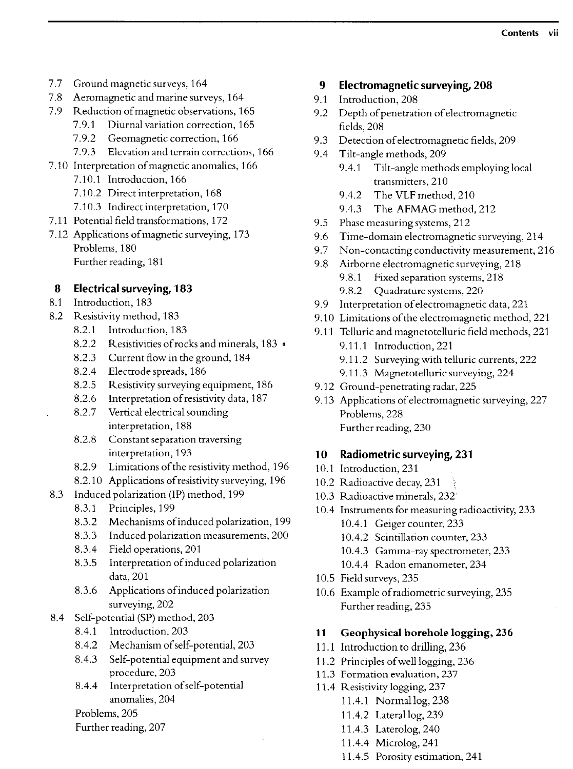7.7 Ground magnetic surveys, 164
7.8 Aeromagnetic and marine surveys, 164
7.9 Reduction of magnetic observations, 165
  7.9.1 Diurnal variation correction, 165
  7.9.2 Geomagnetic correction, 166
  7.9.3 Elevation and terrain corrections, 166
7.10 Interpretation of magnetic anomalies, 166
  7.10.1 Introduction, 166
  7.10.2 Direct interpretation, 168
  7.10.3 Indirect interpretation, 170
7.11 Potential field transformations, 172
7.12 Applications of magnetic surveying, 173
  Problems, 180
  Further reading, 181

## 8 Electrical surveying, 183

8.1 Introduction, 183
8.2 Resistivity method, 183
  8.2.1 Introduction, 183
  8.2.2 Resistivities of rocks and minerals, 183
  8.2.3 Current flow in the ground, 184
  8.2.4 Electrode spreads, 186
  8.2.5 Resistivity surveying equipment, 186
  8.2.6 Interpretation of resistivity data, 187
  8.2.7 Vertical electrical sounding interpretation, 188
  8.2.8 Constant separation traversing interpretation, 193
  8.2.9 Limitations of the resistivity method, 196
  8.2.10 Applications of resistivity surveying, 196
8.3 Induced polarization (IP) method, 199
  8.3.1 Principles, 199
  8.3.2 Mechanisms of induced polarization, 199
  8.3.3 Induced polarization measurements, 200
  8.3.4 Field operations, 201
  8.3.5 Interpretation of induced polarization data, 201
  8.3.6 Applications of induced polarization surveying, 202
8.4 Self-potential (SP) method, 203
  8.4.1 Introduction, 203
  8.4.2 Mechanism of self-potential, 203
  8.4.3 Self-potential equipment and survey procedure, 203
  8.4.4 Interpretation of self-potential anomalies, 204
  Problems, 205
  Further reading, 207

## 9 Electromagnetic surveying, 208

9.1 Introduction, 208
9.2 Depth of penetration of electromagnetic fields, 208
9.3 Detection of electromagnetic fields, 209
9.4 Tilt-angle methods, 209
  9.4.1 Tilt-angle methods employing local transmitters, 210
  9.4.2 The VLF method, 210
  9.4.3 The AFMAG method, 212
9.5 Phase measuring systems, 212
9.6 Time-domain electromagnetic surveying, 214
9.7 Non-contacting conductivity measurement, 216
9.8 Airborne electromagnetic surveying, 218
  9.8.1 Fixed separation systems, 218
  9.8.2 Quadrature systems, 220
9.9 Interpretation of electromagnetic data, 221
9.10 Limitations of the electromagnetic method, 221
9.11 Telluric and magnetotelluric field methods, 221
  9.11.1 Introduction, 221
  9.11.2 Surveying with telluric currents, 222
  9.11.3 Magnetotelluric surveying, 224
9.12 Ground-penetrating radar, 225
9.13 Applications of electromagnetic surveying, 227
  Problems, 228
  Further reading, 230

## 10 Radiometric surveying, 231

10.1 Introduction, 231
10.2 Radioactive decay, 231
10.3 Radioactive minerals, 232
10.4 Instruments for measuring radioactivity, 233
  10.4.1 Geiger counter, 233
  10.4.2 Scintillation counter, 233
  10.4.3 Gamma-ray spectrometer, 233
  10.4.4 Radon emanometer, 234
10.5 Field surveys, 235
10.6 Example of radiometric surveying, 235
  Further reading, 235

## 11 Geophysical borehole logging, 236

11.1 Introduction to drilling, 236
11.2 Principles of well logging, 236
11.3 Formation evaluation, 237
11.4 Resistivity logging, 237
  11.4.1 Normal log, 238
  11.4.2 Lateral log, 239
  11.4.3 Laterolog, 240
  11.4.4 Microlog, 241
  11.4.5 Porosity estimation, 241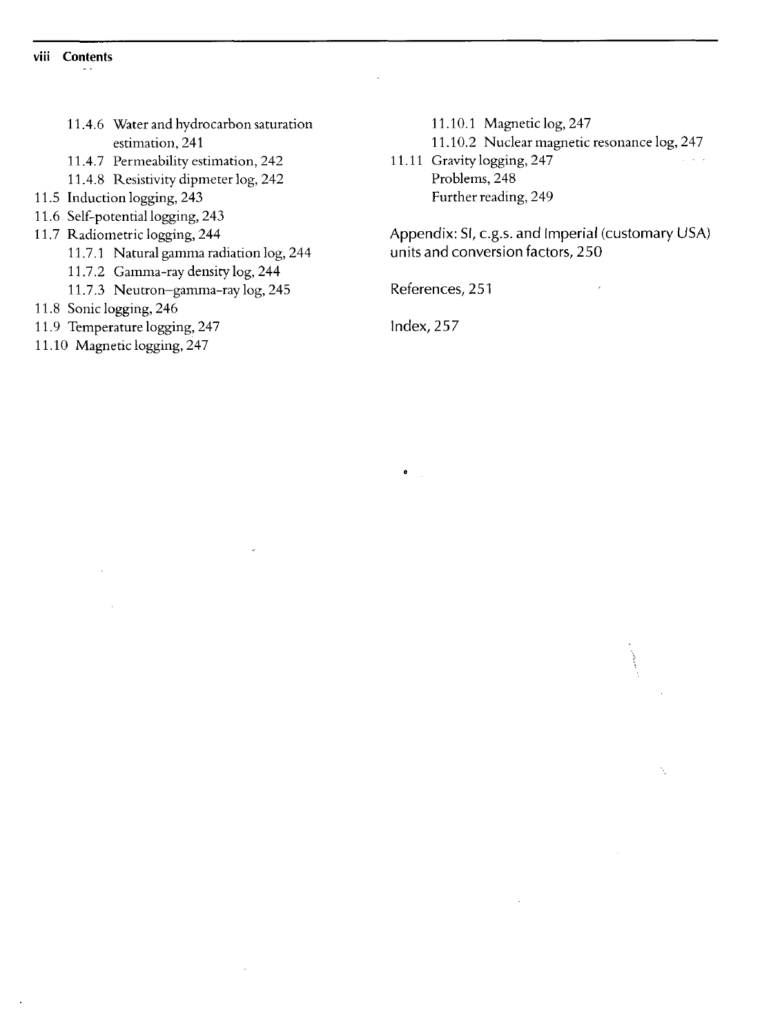11.4.6 Water and hydrocarbon saturation estimation, 241
11.4.7 Permeability estimation, 242
11.4.8 Resistivity dipmeter log, 242
11.5 Induction logging, 243
11.6 Self-potential logging, 243
11.7 Radiometric logging, 244
11.7.1 Natural gamma radiation log, 244
11.7.2 Gamma-ray density log, 244
11.7.3 Neutron–gamma-ray log, 245
11.8 Sonic logging, 246
11.9 Temperature logging, 247
11.10 Magnetic logging, 247
11.10.1 Magnetic log, 247
11.10.2 Nuclear magnetic resonance log, 247
11.11 Gravity logging, 247
Problems, 248
Further reading, 249

Appendix: SI, c.g.s. and Imperial (customary USA) units and conversion factors, 250

References, 251

Index, 257